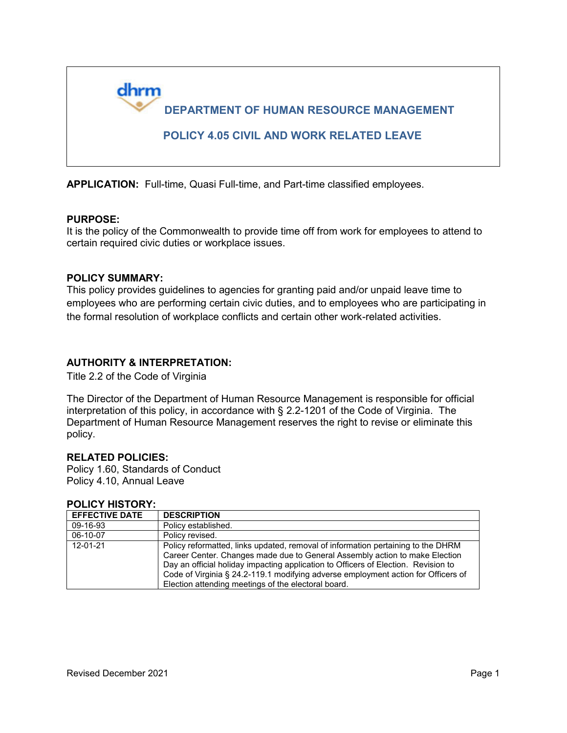# DEPARTMENT OF HUMAN RESOURCE MANAGEMENT

## POLICY 4.05 CIVIL AND WORK RELATED LEAVE

**APPLICATION:** Full-time, Quasi Full-time, and Part-time classified employees.

**PURPOSE:**
It is the policy of the Commonwealth to provide time off from work for employees to attend to certain required civic duties or workplace issues.

**POLICY SUMMARY:**
This policy provides guidelines to agencies for granting paid and/or unpaid leave time to employees who are performing certain civic duties, and to employees who are participating in the formal resolution of workplace conflicts and certain other work-related activities.

**AUTHORITY & INTERPRETATION:**
Title 2.2 of the Code of Virginia

The Director of the Department of Human Resource Management is responsible for official interpretation of this policy, in accordance with § 2.2-1201 of the Code of Virginia. The Department of Human Resource Management reserves the right to revise or eliminate this policy.

**RELATED POLICIES:**
Policy 1.60, Standards of Conduct
Policy 4.10, Annual Leave

**POLICY HISTORY:**

| EFFECTIVE DATE | DESCRIPTION |
|---|---|
| 09-16-93 | Policy established. |
| 06-10-07 | Policy revised. |
| 12-01-21 | Policy reformatted, links updated, removal of information pertaining to the DHRM Career Center. Changes made due to General Assembly action to make Election Day an official holiday impacting application to Officers of Election. Revision to Code of Virginia § 24.2-119.1 modifying adverse employment action for Officers of Election attending meetings of the electoral board. |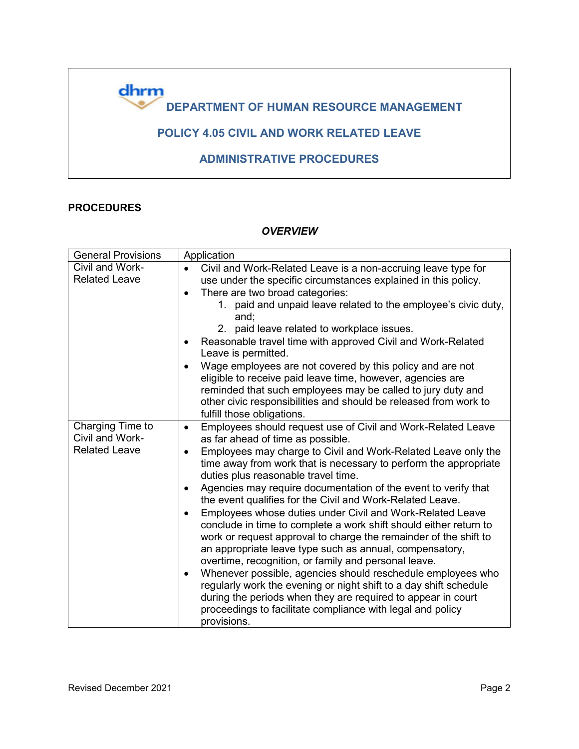# DEPARTMENT OF HUMAN RESOURCE MANAGEMENT

## POLICY 4.05 CIVIL AND WORK RELATED LEAVE

## ADMINISTRATIVE PROCEDURES

**PROCEDURES**

***OVERVIEW***

| General Provisions | Application |
|---|---|
| Civil and Work-Related Leave | • Civil and Work-Related Leave is a non-accruing leave type for use under the specific circumstances explained in this policy.<br>• There are two broad categories:<br>1. paid and unpaid leave related to the employee's civic duty, and;<br>2. paid leave related to workplace issues.<br>• Reasonable travel time with approved Civil and Work-Related Leave is permitted.<br>• Wage employees are not covered by this policy and are not eligible to receive paid leave time, however, agencies are reminded that such employees may be called to jury duty and other civic responsibilities and should be released from work to fulfill those obligations. |
| Charging Time to Civil and Work-Related Leave | • Employees should request use of Civil and Work-Related Leave as far ahead of time as possible.<br>• Employees may charge to Civil and Work-Related Leave only the time away from work that is necessary to perform the appropriate duties plus reasonable travel time.<br>• Agencies may require documentation of the event to verify that the event qualifies for the Civil and Work-Related Leave.<br>• Employees whose duties under Civil and Work-Related Leave conclude in time to complete a work shift should either return to work or request approval to charge the remainder of the shift to an appropriate leave type such as annual, compensatory, overtime, recognition, or family and personal leave.<br>• Whenever possible, agencies should reschedule employees who regularly work the evening or night shift to a day shift schedule during the periods when they are required to appear in court proceedings to facilitate compliance with legal and policy provisions. |

Revised December 2021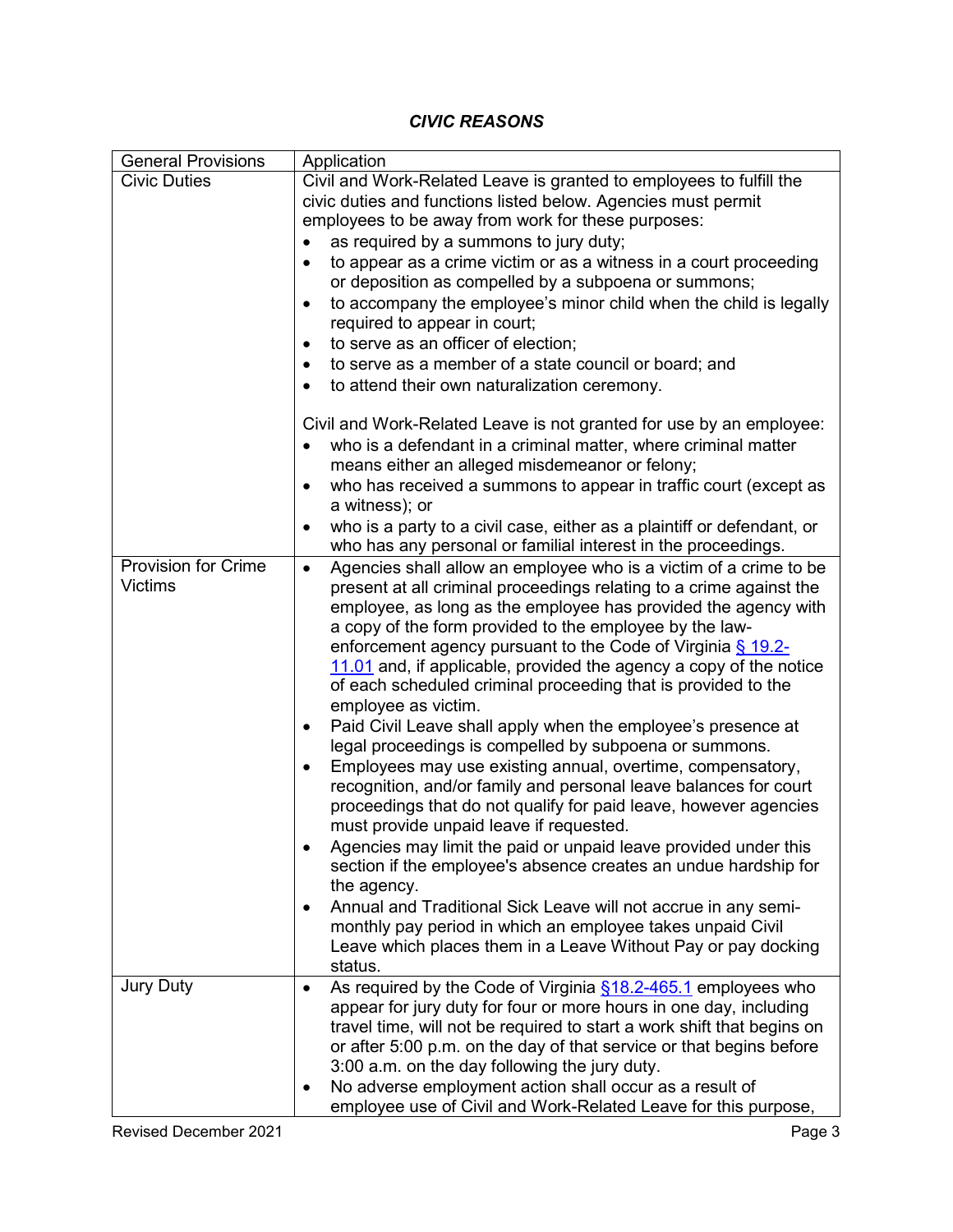### *CIVIC REASONS*

| General Provisions | Application |
|---|---|
| Civic Duties | Civil and Work-Related Leave is granted to employees to fulfill the civic duties and functions listed below. Agencies must permit employees to be away from work for these purposes:<br>• as required by a summons to jury duty;<br>• to appear as a crime victim or as a witness in a court proceeding or deposition as compelled by a subpoena or summons;<br>• to accompany the employee's minor child when the child is legally required to appear in court;<br>• to serve as an officer of election;<br>• to serve as a member of a state council or board; and<br>• to attend their own naturalization ceremony.<br><br>Civil and Work-Related Leave is not granted for use by an employee:<br>• who is a defendant in a criminal matter, where criminal matter means either an alleged misdemeanor or felony;<br>• who has received a summons to appear in traffic court (except as a witness); or<br>• who is a party to a civil case, either as a plaintiff or defendant, or who has any personal or familial interest in the proceedings. |
| Provision for Crime Victims | • Agencies shall allow an employee who is a victim of a crime to be present at all criminal proceedings relating to a crime against the employee, as long as the employee has provided the agency with a copy of the form provided to the employee by the law-enforcement agency pursuant to the Code of Virginia § 19.2-11.01 and, if applicable, provided the agency a copy of the notice of each scheduled criminal proceeding that is provided to the employee as victim.<br>• Paid Civil Leave shall apply when the employee's presence at legal proceedings is compelled by subpoena or summons.<br>• Employees may use existing annual, overtime, compensatory, recognition, and/or family and personal leave balances for court proceedings that do not qualify for paid leave, however agencies must provide unpaid leave if requested.<br>• Agencies may limit the paid or unpaid leave provided under this section if the employee's absence creates an undue hardship for the agency.<br>• Annual and Traditional Sick Leave will not accrue in any semi-monthly pay period in which an employee takes unpaid Civil Leave which places them in a Leave Without Pay or pay docking status. |
| Jury Duty | • As required by the Code of Virginia §18.2-465.1 employees who appear for jury duty for four or more hours in one day, including travel time, will not be required to start a work shift that begins on or after 5:00 p.m. on the day of that service or that begins before 3:00 a.m. on the day following the jury duty.<br>• No adverse employment action shall occur as a result of employee use of Civil and Work-Related Leave for this purpose, |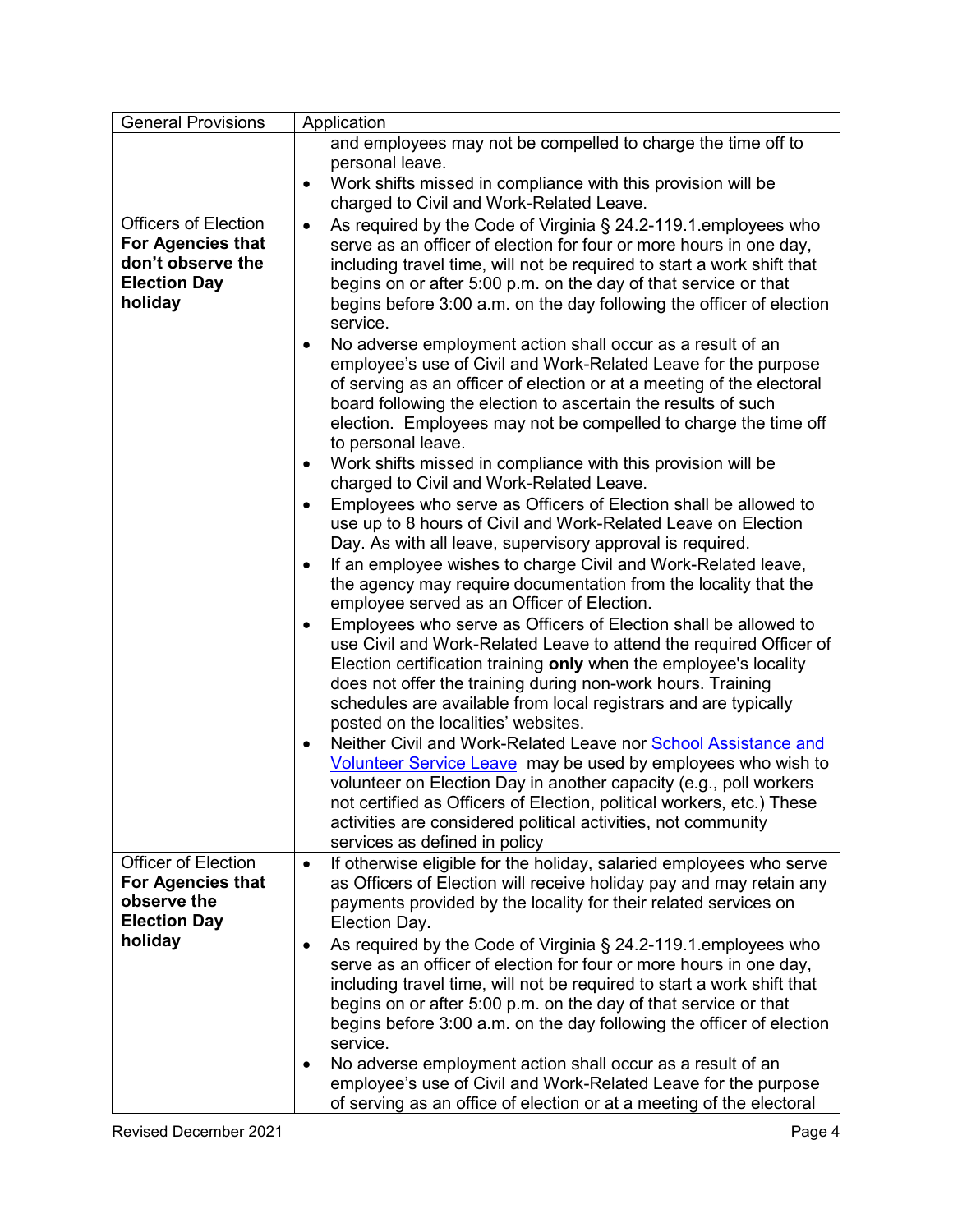| General Provisions | Application |
|---|---|
| | and employees may not be compelled to charge the time off to personal leave.<br>• Work shifts missed in compliance with this provision will be charged to Civil and Work-Related Leave. |
| Officers of Election **For Agencies that don't observe the Election Day holiday** | • As required by the Code of Virginia § 24.2-119.1.employees who serve as an officer of election for four or more hours in one day, including travel time, will not be required to start a work shift that begins on or after 5:00 p.m. on the day of that service or that begins before 3:00 a.m. on the day following the officer of election service.<br>• No adverse employment action shall occur as a result of an employee's use of Civil and Work-Related Leave for the purpose of serving as an officer of election or at a meeting of the electoral board following the election to ascertain the results of such election. Employees may not be compelled to charge the time off to personal leave.<br>• Work shifts missed in compliance with this provision will be charged to Civil and Work-Related Leave.<br>• Employees who serve as Officers of Election shall be allowed to use up to 8 hours of Civil and Work-Related Leave on Election Day. As with all leave, supervisory approval is required.<br>• If an employee wishes to charge Civil and Work-Related leave, the agency may require documentation from the locality that the employee served as an Officer of Election.<br>• Employees who serve as Officers of Election shall be allowed to use Civil and Work-Related Leave to attend the required Officer of Election certification training **only** when the employee's locality does not offer the training during non-work hours. Training schedules are available from local registrars and are typically posted on the localities' websites.<br>• Neither Civil and Work-Related Leave nor School Assistance and Volunteer Service Leave may be used by employees who wish to volunteer on Election Day in another capacity (e.g., poll workers not certified as Officers of Election, political workers, etc.) These activities are considered political activities, not community services as defined in policy |
| Officer of Election **For Agencies that observe the Election Day holiday** | • If otherwise eligible for the holiday, salaried employees who serve as Officers of Election will receive holiday pay and may retain any payments provided by the locality for their related services on Election Day.<br>• As required by the Code of Virginia § 24.2-119.1.employees who serve as an officer of election for four or more hours in one day, including travel time, will not be required to start a work shift that begins on or after 5:00 p.m. on the day of that service or that begins before 3:00 a.m. on the day following the officer of election service.<br>• No adverse employment action shall occur as a result of an employee's use of Civil and Work-Related Leave for the purpose of serving as an office of election or at a meeting of the electoral |

Revised December 2021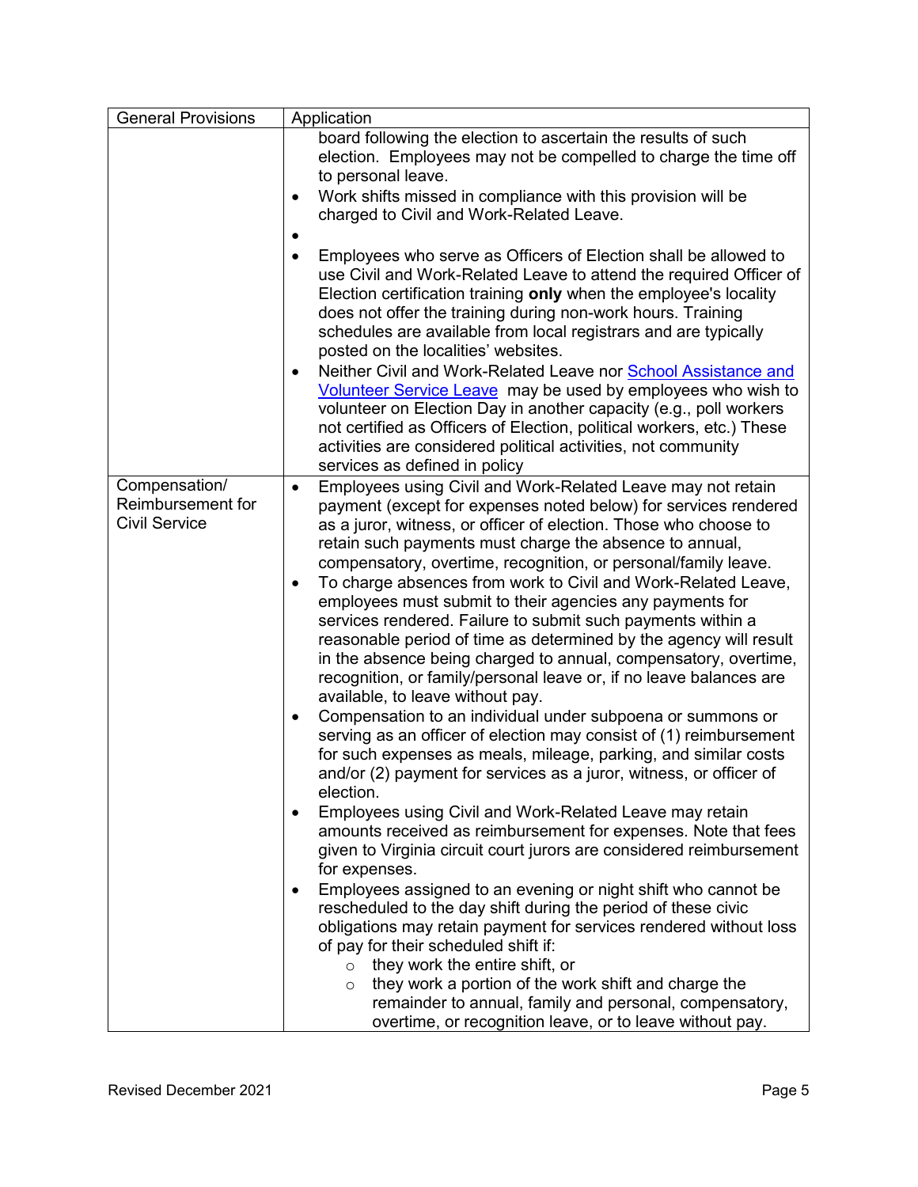| General Provisions | Application |
| --- | --- |
| | board following the election to ascertain the results of such election. Employees may not be compelled to charge the time off to personal leave.<br>• Work shifts missed in compliance with this provision will be charged to Civil and Work-Related Leave.<br>•<br>• Employees who serve as Officers of Election shall be allowed to use Civil and Work-Related Leave to attend the required Officer of Election certification training **only** when the employee's locality does not offer the training during non-work hours. Training schedules are available from local registrars and are typically posted on the localities' websites.<br>• Neither Civil and Work-Related Leave nor School Assistance and Volunteer Service Leave may be used by employees who wish to volunteer on Election Day in another capacity (e.g., poll workers not certified as Officers of Election, political workers, etc.) These activities are considered political activities, not community services as defined in policy |
| Compensation/ Reimbursement for Civil Service | • Employees using Civil and Work-Related Leave may not retain payment (except for expenses noted below) for services rendered as a juror, witness, or officer of election. Those who choose to retain such payments must charge the absence to annual, compensatory, overtime, recognition, or personal/family leave.<br>• To charge absences from work to Civil and Work-Related Leave, employees must submit to their agencies any payments for services rendered. Failure to submit such payments within a reasonable period of time as determined by the agency will result in the absence being charged to annual, compensatory, overtime, recognition, or family/personal leave or, if no leave balances are available, to leave without pay.<br>• Compensation to an individual under subpoena or summons or serving as an officer of election may consist of (1) reimbursement for such expenses as meals, mileage, parking, and similar costs and/or (2) payment for services as a juror, witness, or officer of election.<br>• Employees using Civil and Work-Related Leave may retain amounts received as reimbursement for expenses. Note that fees given to Virginia circuit court jurors are considered reimbursement for expenses.<br>• Employees assigned to an evening or night shift who cannot be rescheduled to the day shift during the period of these civic obligations may retain payment for services rendered without loss of pay for their scheduled shift if:<br>&nbsp;&nbsp;&nbsp;&nbsp;○ they work the entire shift, or<br>&nbsp;&nbsp;&nbsp;&nbsp;○ they work a portion of the work shift and charge the remainder to annual, family and personal, compensatory, overtime, or recognition leave, or to leave without pay. |

Revised December 2021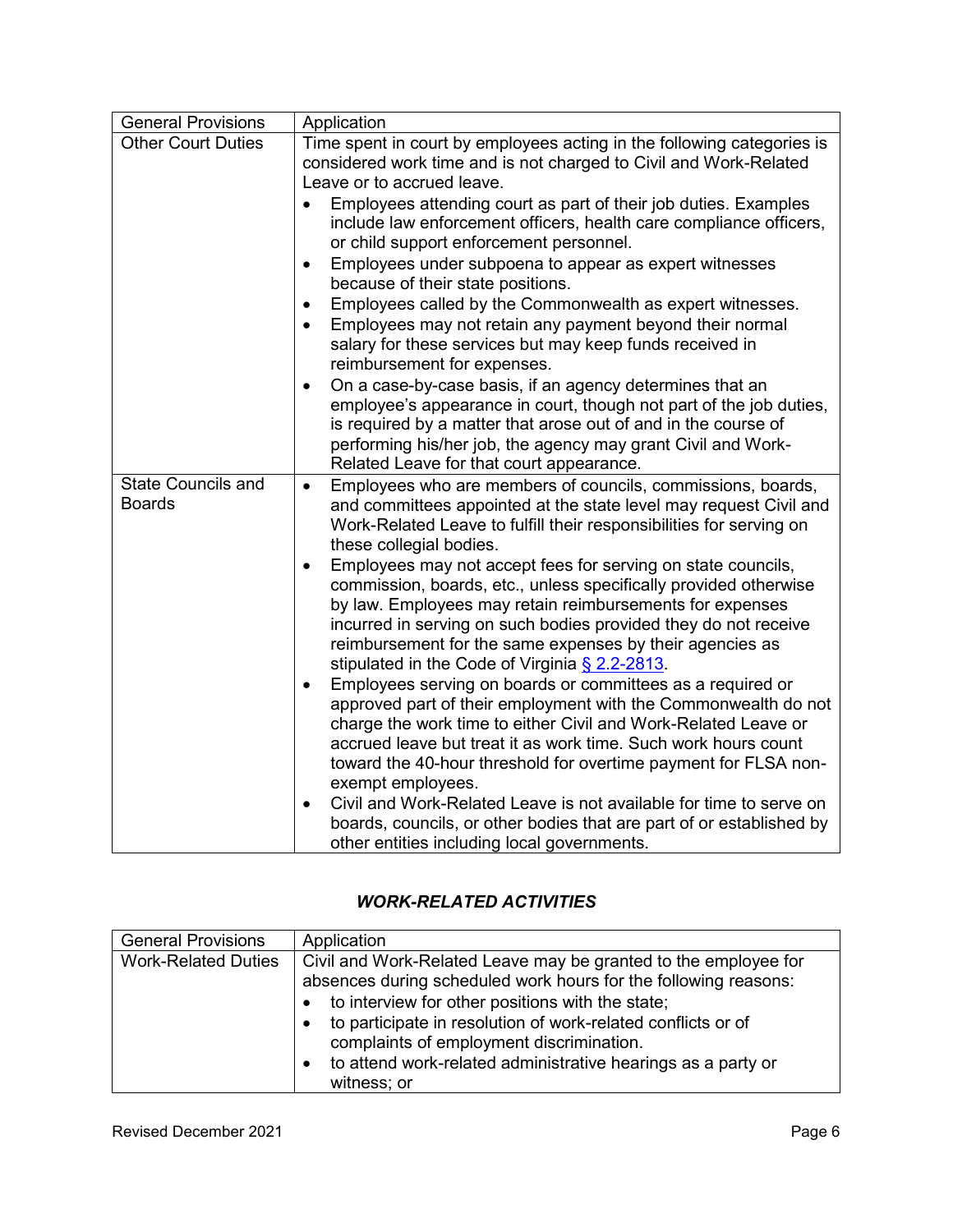| General Provisions | Application |
|---|---|
| Other Court Duties | Time spent in court by employees acting in the following categories is considered work time and is not charged to Civil and Work-Related Leave or to accrued leave.<br>• Employees attending court as part of their job duties. Examples include law enforcement officers, health care compliance officers, or child support enforcement personnel.<br>• Employees under subpoena to appear as expert witnesses because of their state positions.<br>• Employees called by the Commonwealth as expert witnesses.<br>• Employees may not retain any payment beyond their normal salary for these services but may keep funds received in reimbursement for expenses.<br>• On a case-by-case basis, if an agency determines that an employee's appearance in court, though not part of the job duties, is required by a matter that arose out of and in the course of performing his/her job, the agency may grant Civil and Work-Related Leave for that court appearance. |
| State Councils and Boards | • Employees who are members of councils, commissions, boards, and committees appointed at the state level may request Civil and Work-Related Leave to fulfill their responsibilities for serving on these collegial bodies.<br>• Employees may not accept fees for serving on state councils, commission, boards, etc., unless specifically provided otherwise by law. Employees may retain reimbursements for expenses incurred in serving on such bodies provided they do not receive reimbursement for the same expenses by their agencies as stipulated in the Code of Virginia § 2.2-2813.<br>• Employees serving on boards or committees as a required or approved part of their employment with the Commonwealth do not charge the work time to either Civil and Work-Related Leave or accrued leave but treat it as work time. Such work hours count toward the 40-hour threshold for overtime payment for FLSA non-exempt employees.<br>• Civil and Work-Related Leave is not available for time to serve on boards, councils, or other bodies that are part of or established by other entities including local governments. |

### *WORK-RELATED ACTIVITIES*

| General Provisions | Application |
|---|---|
| Work-Related Duties | Civil and Work-Related Leave may be granted to the employee for absences during scheduled work hours for the following reasons:<br>• to interview for other positions with the state;<br>• to participate in resolution of work-related conflicts or of complaints of employment discrimination.<br>• to attend work-related administrative hearings as a party or witness; or |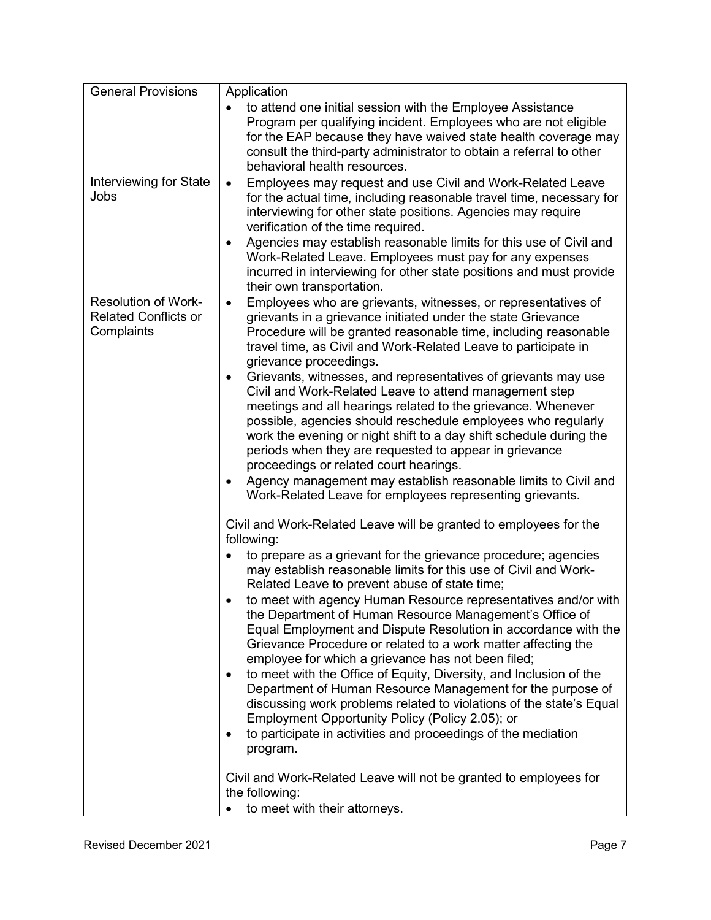| General Provisions | Application |
| --- | --- |
| | • to attend one initial session with the Employee Assistance Program per qualifying incident. Employees who are not eligible for the EAP because they have waived state health coverage may consult the third-party administrator to obtain a referral to other behavioral health resources. |
| Interviewing for State Jobs | • Employees may request and use Civil and Work-Related Leave for the actual time, including reasonable travel time, necessary for interviewing for other state positions. Agencies may require verification of the time required.<br>• Agencies may establish reasonable limits for this use of Civil and Work-Related Leave. Employees must pay for any expenses incurred in interviewing for other state positions and must provide their own transportation. |
| Resolution of Work-Related Conflicts or Complaints | • Employees who are grievants, witnesses, or representatives of grievants in a grievance initiated under the state Grievance Procedure will be granted reasonable time, including reasonable travel time, as Civil and Work-Related Leave to participate in grievance proceedings.<br>• Grievants, witnesses, and representatives of grievants may use Civil and Work-Related Leave to attend management step meetings and all hearings related to the grievance. Whenever possible, agencies should reschedule employees who regularly work the evening or night shift to a day shift schedule during the periods when they are requested to appear in grievance proceedings or related court hearings.<br>• Agency management may establish reasonable limits to Civil and Work-Related Leave for employees representing grievants.<br><br>Civil and Work-Related Leave will be granted to employees for the following:<br>• to prepare as a grievant for the grievance procedure; agencies may establish reasonable limits for this use of Civil and Work-Related Leave to prevent abuse of state time;<br>• to meet with agency Human Resource representatives and/or with the Department of Human Resource Management's Office of Equal Employment and Dispute Resolution in accordance with the Grievance Procedure or related to a work matter affecting the employee for which a grievance has not been filed;<br>• to meet with the Office of Equity, Diversity, and Inclusion of the Department of Human Resource Management for the purpose of discussing work problems related to violations of the state's Equal Employment Opportunity Policy (Policy 2.05); or<br>• to participate in activities and proceedings of the mediation program.<br><br>Civil and Work-Related Leave will not be granted to employees for the following:<br>• to meet with their attorneys. |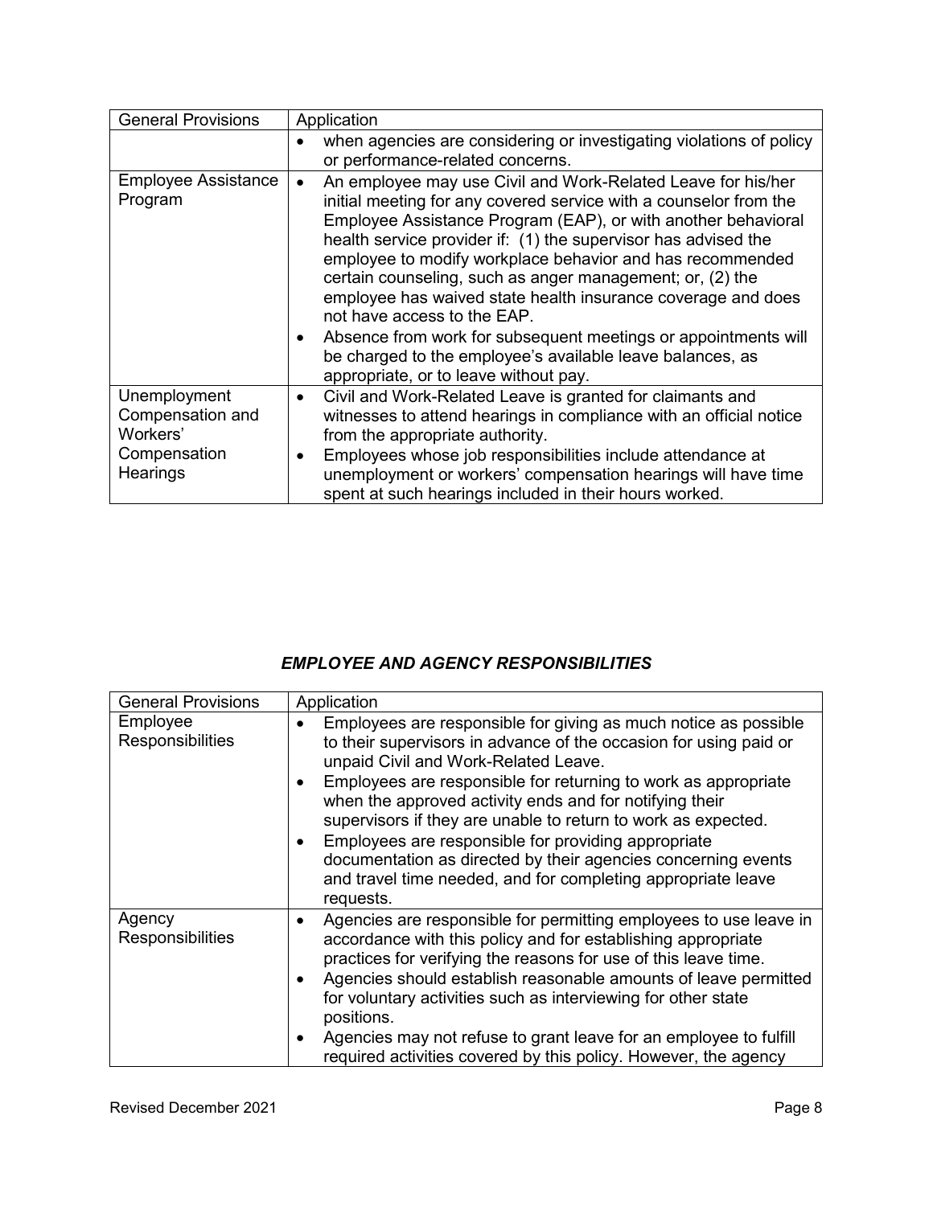| General Provisions | Application |
| --- | --- |
| | • when agencies are considering or investigating violations of policy or performance-related concerns. |
| Employee Assistance Program | • An employee may use Civil and Work-Related Leave for his/her initial meeting for any covered service with a counselor from the Employee Assistance Program (EAP), or with another behavioral health service provider if: (1) the supervisor has advised the employee to modify workplace behavior and has recommended certain counseling, such as anger management; or, (2) the employee has waived state health insurance coverage and does not have access to the EAP.<br>• Absence from work for subsequent meetings or appointments will be charged to the employee's available leave balances, as appropriate, or to leave without pay. |
| Unemployment Compensation and Workers' Compensation Hearings | • Civil and Work-Related Leave is granted for claimants and witnesses to attend hearings in compliance with an official notice from the appropriate authority.<br>• Employees whose job responsibilities include attendance at unemployment or workers' compensation hearings will have time spent at such hearings included in their hours worked. |

### *EMPLOYEE AND AGENCY RESPONSIBILITIES*

| General Provisions | Application |
| --- | --- |
| Employee Responsibilities | • Employees are responsible for giving as much notice as possible to their supervisors in advance of the occasion for using paid or unpaid Civil and Work-Related Leave.<br>• Employees are responsible for returning to work as appropriate when the approved activity ends and for notifying their supervisors if they are unable to return to work as expected.<br>• Employees are responsible for providing appropriate documentation as directed by their agencies concerning events and travel time needed, and for completing appropriate leave requests. |
| Agency Responsibilities | • Agencies are responsible for permitting employees to use leave in accordance with this policy and for establishing appropriate practices for verifying the reasons for use of this leave time.<br>• Agencies should establish reasonable amounts of leave permitted for voluntary activities such as interviewing for other state positions.<br>• Agencies may not refuse to grant leave for an employee to fulfill required activities covered by this policy. However, the agency |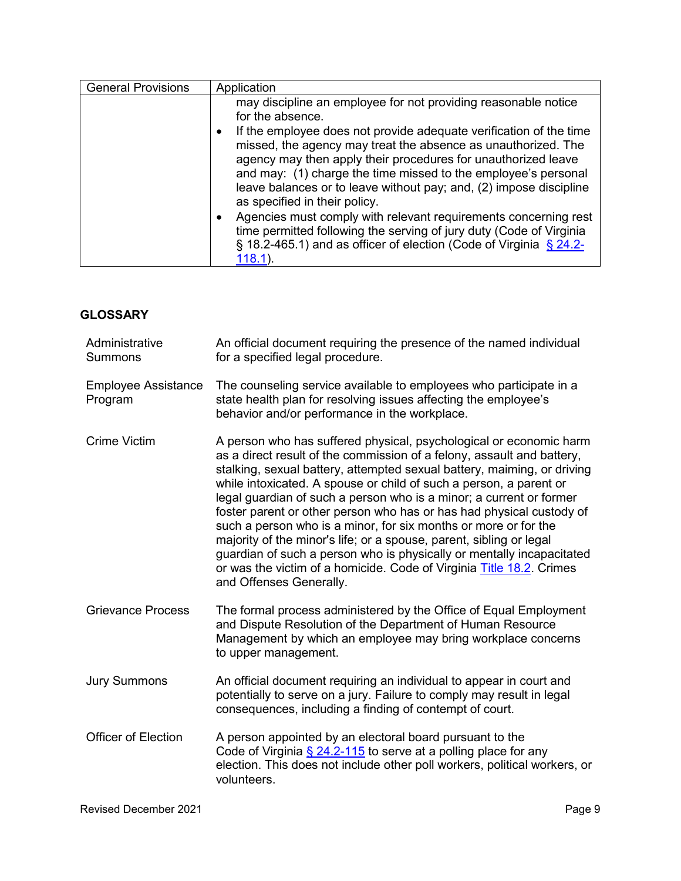| General Provisions | Application |
|---|---|
| | may discipline an employee for not providing reasonable notice for the absence.<br>• If the employee does not provide adequate verification of the time missed, the agency may treat the absence as unauthorized. The agency may then apply their procedures for unauthorized leave and may: (1) charge the time missed to the employee's personal leave balances or to leave without pay; and, (2) impose discipline as specified in their policy.<br>• Agencies must comply with relevant requirements concerning rest time permitted following the serving of jury duty (Code of Virginia § 18.2-465.1) and as officer of election (Code of Virginia § 24.2-118.1). |

**GLOSSARY**

| | |
|---|---|
| Administrative Summons | An official document requiring the presence of the named individual for a specified legal procedure. |
| Employee Assistance Program | The counseling service available to employees who participate in a state health plan for resolving issues affecting the employee's behavior and/or performance in the workplace. |
| Crime Victim | A person who has suffered physical, psychological or economic harm as a direct result of the commission of a felony, assault and battery, stalking, sexual battery, attempted sexual battery, maiming, or driving while intoxicated. A spouse or child of such a person, a parent or legal guardian of such a person who is a minor; a current or former foster parent or other person who has or has had physical custody of such a person who is a minor, for six months or more or for the majority of the minor's life; or a spouse, parent, sibling or legal guardian of such a person who is physically or mentally incapacitated or was the victim of a homicide. Code of Virginia Title 18.2. Crimes and Offenses Generally. |
| Grievance Process | The formal process administered by the Office of Equal Employment and Dispute Resolution of the Department of Human Resource Management by which an employee may bring workplace concerns to upper management. |
| Jury Summons | An official document requiring an individual to appear in court and potentially to serve on a jury. Failure to comply may result in legal consequences, including a finding of contempt of court. |
| Officer of Election | A person appointed by an electoral board pursuant to the Code of Virginia § 24.2-115 to serve at a polling place for any election. This does not include other poll workers, political workers, or volunteers. |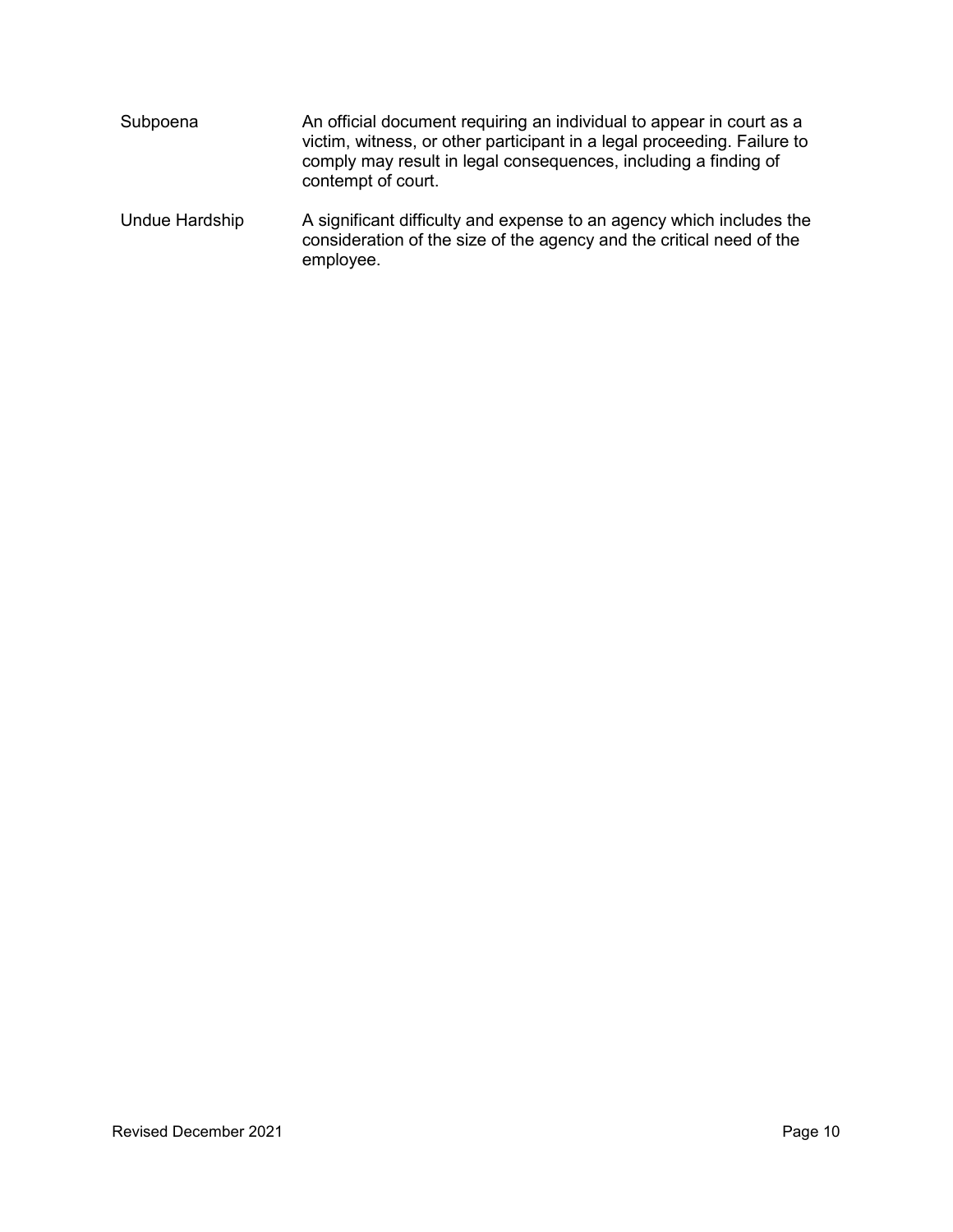| | |
|---|---|
| Subpoena | An official document requiring an individual to appear in court as a victim, witness, or other participant in a legal proceeding. Failure to comply may result in legal consequences, including a finding of contempt of court. |
| Undue Hardship | A significant difficulty and expense to an agency which includes the consideration of the size of the agency and the critical need of the employee. |